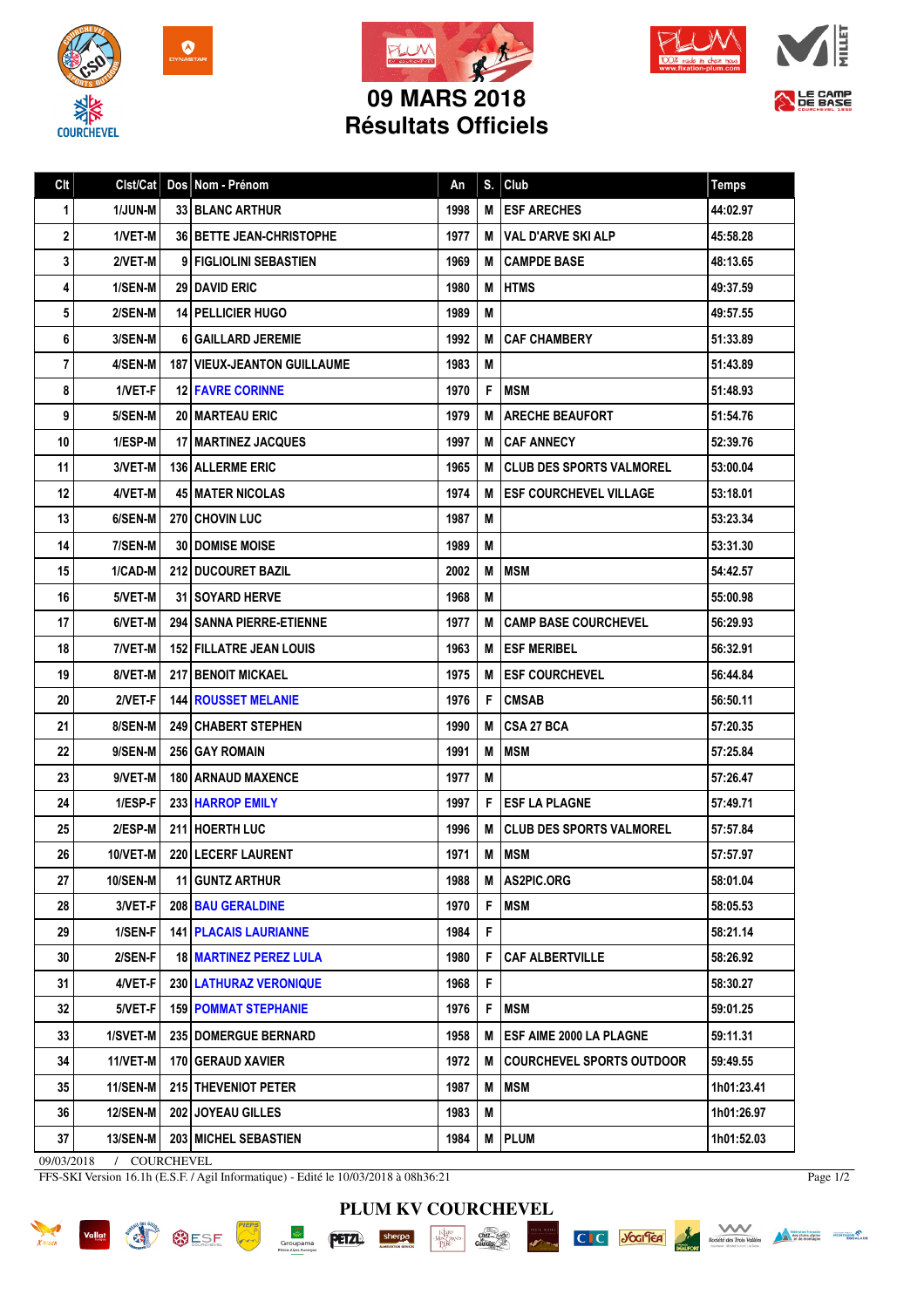# 09 MARS 2018
# Résultats Officiels

| Clt | Clst/Cat | Dos | Nom - Prénom | An | S. | Club | Temps |
|---|---|---|---|---|---|---|---|
| 1 | 1/JUN-M | 33 | BLANC ARTHUR | 1998 | M | ESF ARECHES | 44:02.97 |
| 2 | 1/VET-M | 36 | BETTE JEAN-CHRISTOPHE | 1977 | M | VAL D'ARVE SKI ALP | 45:58.28 |
| 3 | 2/VET-M | 9 | FIGLIOLINI SEBASTIEN | 1969 | M | CAMPDE BASE | 48:13.65 |
| 4 | 1/SEN-M | 29 | DAVID ERIC | 1980 | M | HTMS | 49:37.59 |
| 5 | 2/SEN-M | 14 | PELLICIER HUGO | 1989 | M | | 49:57.55 |
| 6 | 3/SEN-M | 6 | GAILLARD JEREMIE | 1992 | M | CAF CHAMBERY | 51:33.89 |
| 7 | 4/SEN-M | 187 | VIEUX-JEANTON GUILLAUME | 1983 | M | | 51:43.89 |
| 8 | 1/VET-F | 12 | FAVRE CORINNE | 1970 | F | MSM | 51:48.93 |
| 9 | 5/SEN-M | 20 | MARTEAU ERIC | 1979 | M | ARECHE BEAUFORT | 51:54.76 |
| 10 | 1/ESP-M | 17 | MARTINEZ JACQUES | 1997 | M | CAF ANNECY | 52:39.76 |
| 11 | 3/VET-M | 136 | ALLERME ERIC | 1965 | M | CLUB DES SPORTS VALMOREL | 53:00.04 |
| 12 | 4/VET-M | 45 | MATER NICOLAS | 1974 | M | ESF COURCHEVEL VILLAGE | 53:18.01 |
| 13 | 6/SEN-M | 270 | CHOVIN LUC | 1987 | M | | 53:23.34 |
| 14 | 7/SEN-M | 30 | DOMISE MOISE | 1989 | M | | 53:31.30 |
| 15 | 1/CAD-M | 212 | DUCOURET BAZIL | 2002 | M | MSM | 54:42.57 |
| 16 | 5/VET-M | 31 | SOYARD HERVE | 1968 | M | | 55:00.98 |
| 17 | 6/VET-M | 294 | SANNA PIERRE-ETIENNE | 1977 | M | CAMP BASE COURCHEVEL | 56:29.93 |
| 18 | 7/VET-M | 152 | FILLATRE JEAN LOUIS | 1963 | M | ESF MERIBEL | 56:32.91 |
| 19 | 8/VET-M | 217 | BENOIT MICKAEL | 1975 | M | ESF COURCHEVEL | 56:44.84 |
| 20 | 2/VET-F | 144 | ROUSSET MELANIE | 1976 | F | CMSAB | 56:50.11 |
| 21 | 8/SEN-M | 249 | CHABERT STEPHEN | 1990 | M | CSA 27 BCA | 57:20.35 |
| 22 | 9/SEN-M | 256 | GAY ROMAIN | 1991 | M | MSM | 57:25.84 |
| 23 | 9/VET-M | 180 | ARNAUD MAXENCE | 1977 | M | | 57:26.47 |
| 24 | 1/ESP-F | 233 | HARROP EMILY | 1997 | F | ESF LA PLAGNE | 57:49.71 |
| 25 | 2/ESP-M | 211 | HOERTH LUC | 1996 | M | CLUB DES SPORTS VALMOREL | 57:57.84 |
| 26 | 10/VET-M | 220 | LECERF LAURENT | 1971 | M | MSM | 57:57.97 |
| 27 | 10/SEN-M | 11 | GUNTZ ARTHUR | 1988 | M | AS2PIC.ORG | 58:01.04 |
| 28 | 3/VET-F | 208 | BAU GERALDINE | 1970 | F | MSM | 58:05.53 |
| 29 | 1/SEN-F | 141 | PLACAIS LAURIANNE | 1984 | F | | 58:21.14 |
| 30 | 2/SEN-F | 18 | MARTINEZ PEREZ LULA | 1980 | F | CAF ALBERTVILLE | 58:26.92 |
| 31 | 4/VET-F | 230 | LATHURAZ VERONIQUE | 1968 | F | | 58:30.27 |
| 32 | 5/VET-F | 159 | POMMAT STEPHANIE | 1976 | F | MSM | 59:01.25 |
| 33 | 1/SVET-M | 235 | DOMERGUE BERNARD | 1958 | M | ESF AIME 2000 LA PLAGNE | 59:11.31 |
| 34 | 11/VET-M | 170 | GERAUD XAVIER | 1972 | M | COURCHEVEL SPORTS OUTDOOR | 59:49.55 |
| 35 | 11/SEN-M | 215 | THEVENIOT PETER | 1987 | M | MSM | 1h01:23.41 |
| 36 | 12/SEN-M | 202 | JOYEAU GILLES | 1983 | M | | 1h01:26.97 |
| 37 | 13/SEN-M | 203 | MICHEL SEBASTIEN | 1984 | M | PLUM | 1h01:52.03 |

09/03/2018 / COURCHEVEL

FFS-SKI Version 16.1h (E.S.F. / Agil Informatique) - Edité le 10/03/2018 à 08h36:21

PLUM KV COURCHEVEL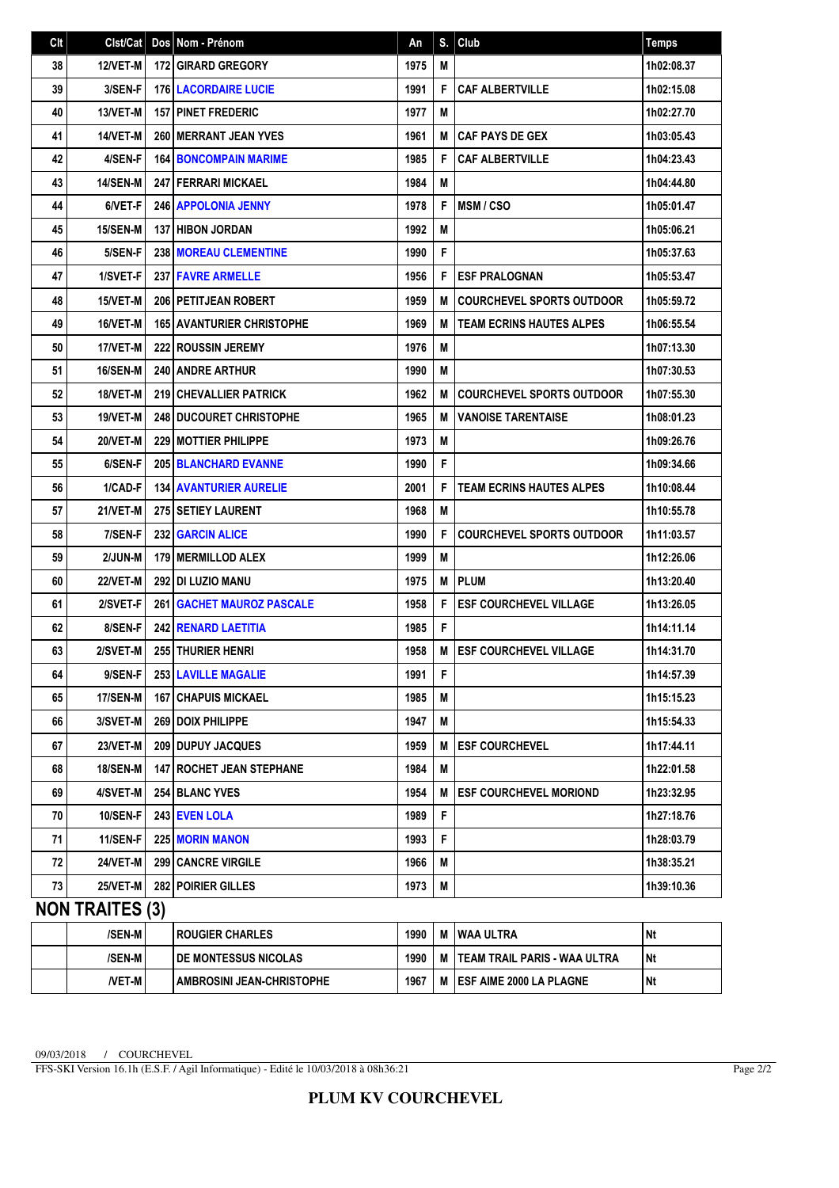| Clt | Clst/Cat | Dos | Nom - Prénom | An | S. | Club | Temps |
|---|---|---|---|---|---|---|---|
| 38 | 12/VET-M | 172 | GIRARD GREGORY | 1975 | M | | 1h02:08.37 |
| 39 | 3/SEN-F | 176 | LACORDAIRE LUCIE | 1991 | F | CAF ALBERTVILLE | 1h02:15.08 |
| 40 | 13/VET-M | 157 | PINET FREDERIC | 1977 | M | | 1h02:27.70 |
| 41 | 14/VET-M | 260 | MERRANT JEAN YVES | 1961 | M | CAF PAYS DE GEX | 1h03:05.43 |
| 42 | 4/SEN-F | 164 | BONCOMPAIN MARIME | 1985 | F | CAF ALBERTVILLE | 1h04:23.43 |
| 43 | 14/SEN-M | 247 | FERRARI MICKAEL | 1984 | M | | 1h04:44.80 |
| 44 | 6/VET-F | 246 | APPOLONIA JENNY | 1978 | F | MSM / CSO | 1h05:01.47 |
| 45 | 15/SEN-M | 137 | HIBON JORDAN | 1992 | M | | 1h05:06.21 |
| 46 | 5/SEN-F | 238 | MOREAU CLEMENTINE | 1990 | F | | 1h05:37.63 |
| 47 | 1/SVET-F | 237 | FAVRE ARMELLE | 1956 | F | ESF PRALOGNAN | 1h05:53.47 |
| 48 | 15/VET-M | 206 | PETITJEAN ROBERT | 1959 | M | COURCHEVEL SPORTS OUTDOOR | 1h05:59.72 |
| 49 | 16/VET-M | 165 | AVANTURIER CHRISTOPHE | 1969 | M | TEAM ECRINS HAUTES ALPES | 1h06:55.54 |
| 50 | 17/VET-M | 222 | ROUSSIN JEREMY | 1976 | M | | 1h07:13.30 |
| 51 | 16/SEN-M | 240 | ANDRE ARTHUR | 1990 | M | | 1h07:30.53 |
| 52 | 18/VET-M | 219 | CHEVALLIER PATRICK | 1962 | M | COURCHEVEL SPORTS OUTDOOR | 1h07:55.30 |
| 53 | 19/VET-M | 248 | DUCOURET CHRISTOPHE | 1965 | M | VANOISE TARENTAISE | 1h08:01.23 |
| 54 | 20/VET-M | 229 | MOTTIER PHILIPPE | 1973 | M | | 1h09:26.76 |
| 55 | 6/SEN-F | 205 | BLANCHARD EVANNE | 1990 | F | | 1h09:34.66 |
| 56 | 1/CAD-F | 134 | AVANTURIER AURELIE | 2001 | F | TEAM ECRINS HAUTES ALPES | 1h10:08.44 |
| 57 | 21/VET-M | 275 | SETIEY LAURENT | 1968 | M | | 1h10:55.78 |
| 58 | 7/SEN-F | 232 | GARCIN ALICE | 1990 | F | COURCHEVEL SPORTS OUTDOOR | 1h11:03.57 |
| 59 | 2/JUN-M | 179 | MERMILLOD ALEX | 1999 | M | | 1h12:26.06 |
| 60 | 22/VET-M | 292 | DI LUZIO MANU | 1975 | M | PLUM | 1h13:20.40 |
| 61 | 2/SVET-F | 261 | GACHET MAUROZ PASCALE | 1958 | F | ESF COURCHEVEL VILLAGE | 1h13:26.05 |
| 62 | 8/SEN-F | 242 | RENARD LAETITIA | 1985 | F | | 1h14:11.14 |
| 63 | 2/SVET-M | 255 | THURIER HENRI | 1958 | M | ESF COURCHEVEL VILLAGE | 1h14:31.70 |
| 64 | 9/SEN-F | 253 | LAVILLE MAGALIE | 1991 | F | | 1h14:57.39 |
| 65 | 17/SEN-M | 167 | CHAPUIS MICKAEL | 1985 | M | | 1h15:15.23 |
| 66 | 3/SVET-M | 269 | DOIX PHILIPPE | 1947 | M | | 1h15:54.33 |
| 67 | 23/VET-M | 209 | DUPUY JACQUES | 1959 | M | ESF COURCHEVEL | 1h17:44.11 |
| 68 | 18/SEN-M | 147 | ROCHET JEAN STEPHANE | 1984 | M | | 1h22:01.58 |
| 69 | 4/SVET-M | 254 | BLANC YVES | 1954 | M | ESF COURCHEVEL MORIOND | 1h23:32.95 |
| 70 | 10/SEN-F | 243 | EVEN LOLA | 1989 | F | | 1h27:18.76 |
| 71 | 11/SEN-F | 225 | MORIN MANON | 1993 | F | | 1h28:03.79 |
| 72 | 24/VET-M | 299 | CANCRE VIRGILE | 1966 | M | | 1h38:35.21 |
| 73 | 25/VET-M | 282 | POIRIER GILLES | 1973 | M | | 1h39:10.36 |

## NON TRAITES (3)

| | | | | | | | |
|---|---|---|---|---|---|---|---|
| | /SEN-M | | ROUGIER CHARLES | 1990 | M | WAA ULTRA | Nt |
| | /SEN-M | | DE MONTESSUS NICOLAS | 1990 | M | TEAM TRAIL PARIS - WAA ULTRA | Nt |
| | /VET-M | | AMBROSINI JEAN-CHRISTOPHE | 1967 | M | ESF AIME 2000 LA PLAGNE | Nt |

09/03/2018 / COURCHEVEL

FFS-SKI Version 16.1h (E.S.F. / Agil Informatique) - Edité le 10/03/2018 à 08h36:21

**PLUM KV COURCHEVEL**